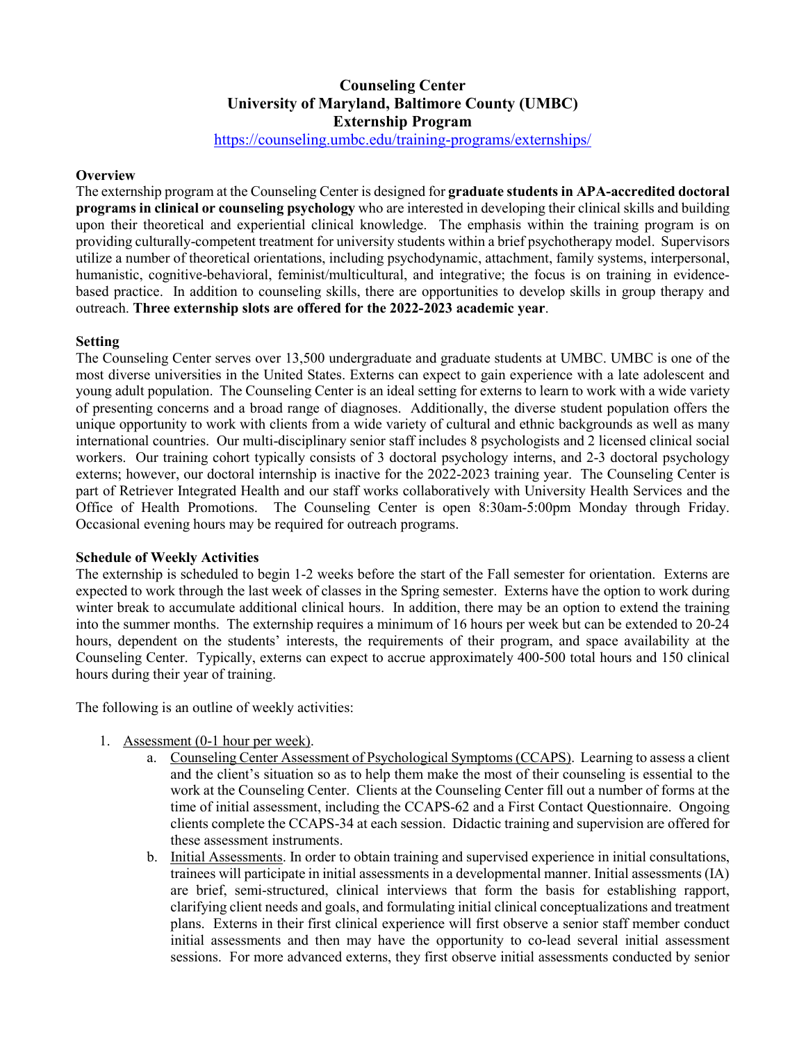# Counseling Center
# University of Maryland, Baltimore County (UMBC)
# Externship Program

https://counseling.umbc.edu/training-programs/externships/

## Overview

The externship program at the Counseling Center is designed for **graduate students in APA-accredited doctoral programs in clinical or counseling psychology** who are interested in developing their clinical skills and building upon their theoretical and experiential clinical knowledge. The emphasis within the training program is on providing culturally-competent treatment for university students within a brief psychotherapy model. Supervisors utilize a number of theoretical orientations, including psychodynamic, attachment, family systems, interpersonal, humanistic, cognitive-behavioral, feminist/multicultural, and integrative; the focus is on training in evidence-based practice. In addition to counseling skills, there are opportunities to develop skills in group therapy and outreach. **Three externship slots are offered for the 2022-2023 academic year**.

## Setting

The Counseling Center serves over 13,500 undergraduate and graduate students at UMBC. UMBC is one of the most diverse universities in the United States. Externs can expect to gain experience with a late adolescent and young adult population. The Counseling Center is an ideal setting for externs to learn to work with a wide variety of presenting concerns and a broad range of diagnoses. Additionally, the diverse student population offers the unique opportunity to work with clients from a wide variety of cultural and ethnic backgrounds as well as many international countries. Our multi-disciplinary senior staff includes 8 psychologists and 2 licensed clinical social workers. Our training cohort typically consists of 3 doctoral psychology interns, and 2-3 doctoral psychology externs; however, our doctoral internship is inactive for the 2022-2023 training year. The Counseling Center is part of Retriever Integrated Health and our staff works collaboratively with University Health Services and the Office of Health Promotions. The Counseling Center is open 8:30am-5:00pm Monday through Friday. Occasional evening hours may be required for outreach programs.

## Schedule of Weekly Activities

The externship is scheduled to begin 1-2 weeks before the start of the Fall semester for orientation. Externs are expected to work through the last week of classes in the Spring semester. Externs have the option to work during winter break to accumulate additional clinical hours. In addition, there may be an option to extend the training into the summer months. The externship requires a minimum of 16 hours per week but can be extended to 20-24 hours, dependent on the students' interests, the requirements of their program, and space availability at the Counseling Center. Typically, externs can expect to accrue approximately 400-500 total hours and 150 clinical hours during their year of training.

The following is an outline of weekly activities:

1. Assessment (0-1 hour per week).
   a. Counseling Center Assessment of Psychological Symptoms (CCAPS). Learning to assess a client and the client's situation so as to help them make the most of their counseling is essential to the work at the Counseling Center. Clients at the Counseling Center fill out a number of forms at the time of initial assessment, including the CCAPS-62 and a First Contact Questionnaire. Ongoing clients complete the CCAPS-34 at each session. Didactic training and supervision are offered for these assessment instruments.
   b. Initial Assessments. In order to obtain training and supervised experience in initial consultations, trainees will participate in initial assessments in a developmental manner. Initial assessments (IA) are brief, semi-structured, clinical interviews that form the basis for establishing rapport, clarifying client needs and goals, and formulating initial clinical conceptualizations and treatment plans. Externs in their first clinical experience will first observe a senior staff member conduct initial assessments and then may have the opportunity to co-lead several initial assessment sessions. For more advanced externs, they first observe initial assessments conducted by senior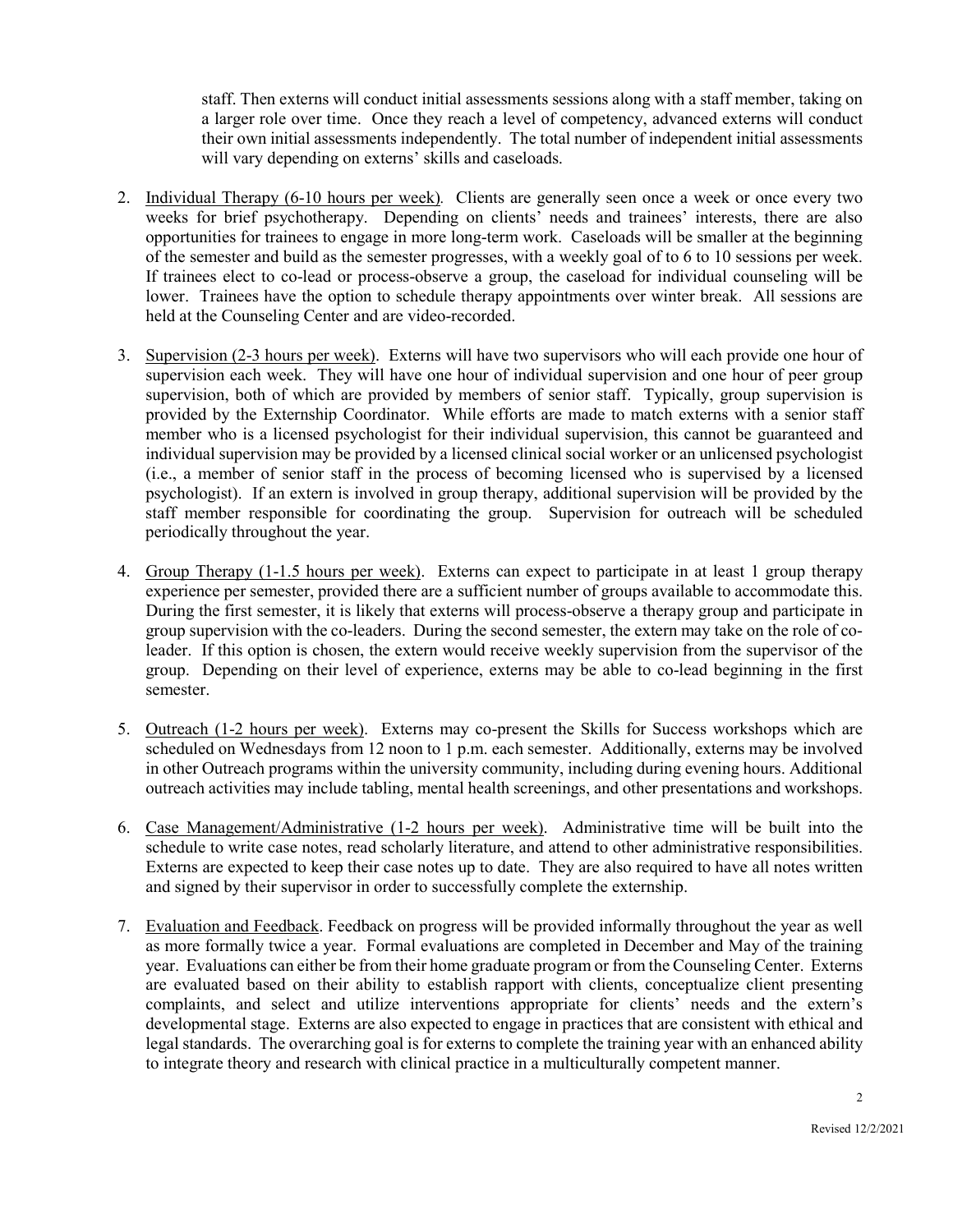staff. Then externs will conduct initial assessments sessions along with a staff member, taking on a larger role over time. Once they reach a level of competency, advanced externs will conduct their own initial assessments independently. The total number of independent initial assessments will vary depending on externs' skills and caseloads.

2. <u>Individual Therapy (6-10 hours per week)</u>. Clients are generally seen once a week or once every two weeks for brief psychotherapy. Depending on clients' needs and trainees' interests, there are also opportunities for trainees to engage in more long-term work. Caseloads will be smaller at the beginning of the semester and build as the semester progresses, with a weekly goal of to 6 to 10 sessions per week. If trainees elect to co-lead or process-observe a group, the caseload for individual counseling will be lower. Trainees have the option to schedule therapy appointments over winter break. All sessions are held at the Counseling Center and are video-recorded.

3. <u>Supervision (2-3 hours per week)</u>. Externs will have two supervisors who will each provide one hour of supervision each week. They will have one hour of individual supervision and one hour of peer group supervision, both of which are provided by members of senior staff. Typically, group supervision is provided by the Externship Coordinator. While efforts are made to match externs with a senior staff member who is a licensed psychologist for their individual supervision, this cannot be guaranteed and individual supervision may be provided by a licensed clinical social worker or an unlicensed psychologist (i.e., a member of senior staff in the process of becoming licensed who is supervised by a licensed psychologist). If an extern is involved in group therapy, additional supervision will be provided by the staff member responsible for coordinating the group. Supervision for outreach will be scheduled periodically throughout the year.

4. <u>Group Therapy (1-1.5 hours per week)</u>. Externs can expect to participate in at least 1 group therapy experience per semester, provided there are a sufficient number of groups available to accommodate this. During the first semester, it is likely that externs will process-observe a therapy group and participate in group supervision with the co-leaders. During the second semester, the extern may take on the role of co-leader. If this option is chosen, the extern would receive weekly supervision from the supervisor of the group. Depending on their level of experience, externs may be able to co-lead beginning in the first semester.

5. <u>Outreach (1-2 hours per week)</u>. Externs may co-present the Skills for Success workshops which are scheduled on Wednesdays from 12 noon to 1 p.m. each semester. Additionally, externs may be involved in other Outreach programs within the university community, including during evening hours. Additional outreach activities may include tabling, mental health screenings, and other presentations and workshops.

6. <u>Case Management/Administrative (1-2 hours per week)</u>. Administrative time will be built into the schedule to write case notes, read scholarly literature, and attend to other administrative responsibilities. Externs are expected to keep their case notes up to date. They are also required to have all notes written and signed by their supervisor in order to successfully complete the externship.

7. <u>Evaluation and Feedback</u>. Feedback on progress will be provided informally throughout the year as well as more formally twice a year. Formal evaluations are completed in December and May of the training year. Evaluations can either be from their home graduate program or from the Counseling Center. Externs are evaluated based on their ability to establish rapport with clients, conceptualize client presenting complaints, and select and utilize interventions appropriate for clients' needs and the extern's developmental stage. Externs are also expected to engage in practices that are consistent with ethical and legal standards. The overarching goal is for externs to complete the training year with an enhanced ability to integrate theory and research with clinical practice in a multiculturally competent manner.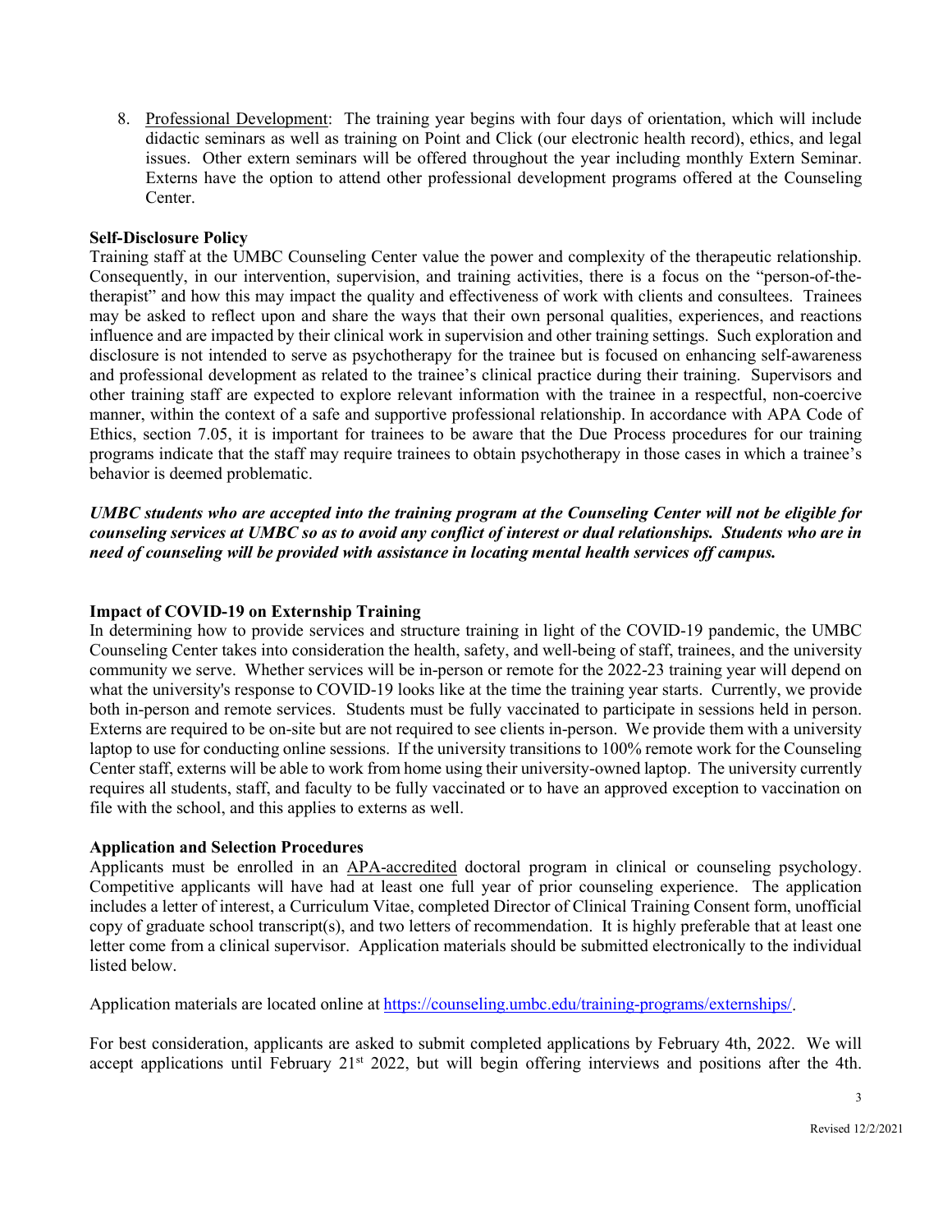8. Professional Development: The training year begins with four days of orientation, which will include didactic seminars as well as training on Point and Click (our electronic health record), ethics, and legal issues. Other extern seminars will be offered throughout the year including monthly Extern Seminar. Externs have the option to attend other professional development programs offered at the Counseling Center.

**Self-Disclosure Policy**

Training staff at the UMBC Counseling Center value the power and complexity of the therapeutic relationship. Consequently, in our intervention, supervision, and training activities, there is a focus on the "person-of-the-therapist" and how this may impact the quality and effectiveness of work with clients and consultees. Trainees may be asked to reflect upon and share the ways that their own personal qualities, experiences, and reactions influence and are impacted by their clinical work in supervision and other training settings. Such exploration and disclosure is not intended to serve as psychotherapy for the trainee but is focused on enhancing self-awareness and professional development as related to the trainee's clinical practice during their training. Supervisors and other training staff are expected to explore relevant information with the trainee in a respectful, non-coercive manner, within the context of a safe and supportive professional relationship. In accordance with APA Code of Ethics, section 7.05, it is important for trainees to be aware that the Due Process procedures for our training programs indicate that the staff may require trainees to obtain psychotherapy in those cases in which a trainee's behavior is deemed problematic.

***UMBC students who are accepted into the training program at the Counseling Center will not be eligible for counseling services at UMBC so as to avoid any conflict of interest or dual relationships. Students who are in need of counseling will be provided with assistance in locating mental health services off campus.***

**Impact of COVID-19 on Externship Training**

In determining how to provide services and structure training in light of the COVID-19 pandemic, the UMBC Counseling Center takes into consideration the health, safety, and well-being of staff, trainees, and the university community we serve. Whether services will be in-person or remote for the 2022-23 training year will depend on what the university's response to COVID-19 looks like at the time the training year starts. Currently, we provide both in-person and remote services. Students must be fully vaccinated to participate in sessions held in person. Externs are required to be on-site but are not required to see clients in-person. We provide them with a university laptop to use for conducting online sessions. If the university transitions to 100% remote work for the Counseling Center staff, externs will be able to work from home using their university-owned laptop. The university currently requires all students, staff, and faculty to be fully vaccinated or to have an approved exception to vaccination on file with the school, and this applies to externs as well.

**Application and Selection Procedures**

Applicants must be enrolled in an APA-accredited doctoral program in clinical or counseling psychology. Competitive applicants will have had at least one full year of prior counseling experience. The application includes a letter of interest, a Curriculum Vitae, completed Director of Clinical Training Consent form, unofficial copy of graduate school transcript(s), and two letters of recommendation. It is highly preferable that at least one letter come from a clinical supervisor. Application materials should be submitted electronically to the individual listed below.

Application materials are located online at https://counseling.umbc.edu/training-programs/externships/.

For best consideration, applicants are asked to submit completed applications by February 4th, 2022. We will accept applications until February 21st 2022, but will begin offering interviews and positions after the 4th.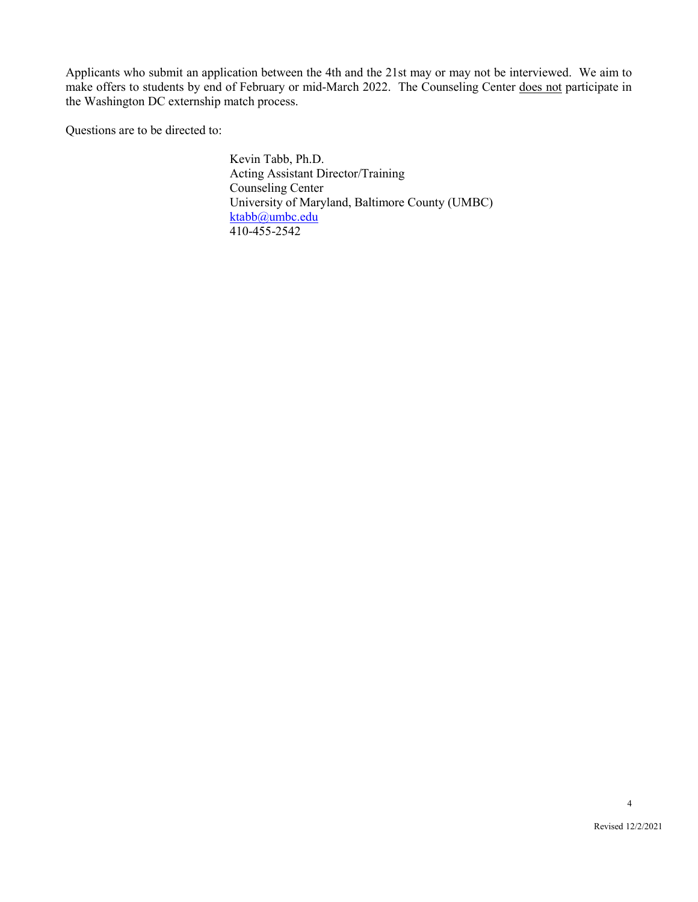Applicants who submit an application between the 4th and the 21st may or may not be interviewed. We aim to make offers to students by end of February or mid-March 2022. The Counseling Center does not participate in the Washington DC externship match process.

Questions are to be directed to:

Kevin Tabb, Ph.D.
Acting Assistant Director/Training
Counseling Center
University of Maryland, Baltimore County (UMBC)
ktabb@umbc.edu
410-455-2542

Revised 12/2/2021